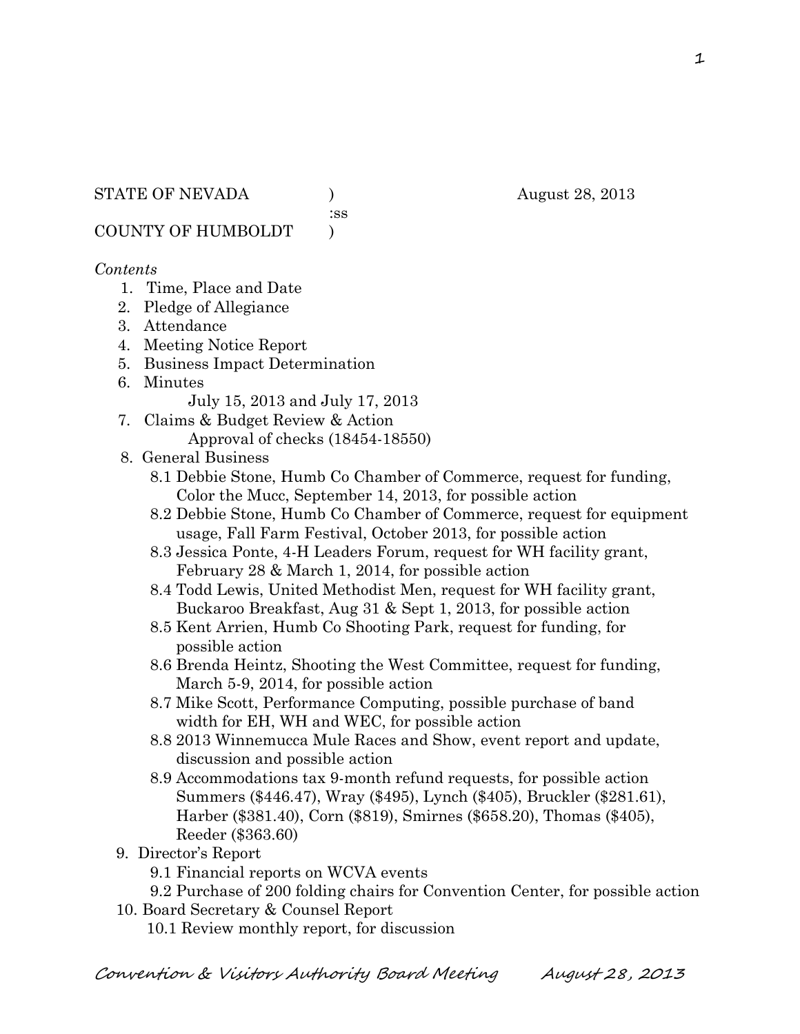STATE OF NEVADA ) August 28, 2013
:ss
COUNTY OF HUMBOLDT )

*Contents*

1. Time, Place and Date
2. Pledge of Allegiance
3. Attendance
4. Meeting Notice Report
5. Business Impact Determination
6. Minutes
   July 15, 2013 and July 17, 2013
7. Claims & Budget Review & Action
   Approval of checks (18454-18550)
8. General Business
   - 8.1 Debbie Stone, Humb Co Chamber of Commerce, request for funding, Color the Mucc, September 14, 2013, for possible action
   - 8.2 Debbie Stone, Humb Co Chamber of Commerce, request for equipment usage, Fall Farm Festival, October 2013, for possible action
   - 8.3 Jessica Ponte, 4-H Leaders Forum, request for WH facility grant, February 28 & March 1, 2014, for possible action
   - 8.4 Todd Lewis, United Methodist Men, request for WH facility grant, Buckaroo Breakfast, Aug 31 & Sept 1, 2013, for possible action
   - 8.5 Kent Arrien, Humb Co Shooting Park, request for funding, for possible action
   - 8.6 Brenda Heintz, Shooting the West Committee, request for funding, March 5-9, 2014, for possible action
   - 8.7 Mike Scott, Performance Computing, possible purchase of band width for EH, WH and WEC, for possible action
   - 8.8 2013 Winnemucca Mule Races and Show, event report and update, discussion and possible action
   - 8.9 Accommodations tax 9-month refund requests, for possible action
     Summers ($446.47), Wray ($495), Lynch ($405), Bruckler ($281.61), Harber ($381.40), Corn ($819), Smirnes ($658.20), Thomas ($405), Reeder ($363.60)
9. Director's Report
   - 9.1 Financial reports on WCVA events
   - 9.2 Purchase of 200 folding chairs for Convention Center, for possible action
10. Board Secretary & Counsel Report
    - 10.1 Review monthly report, for discussion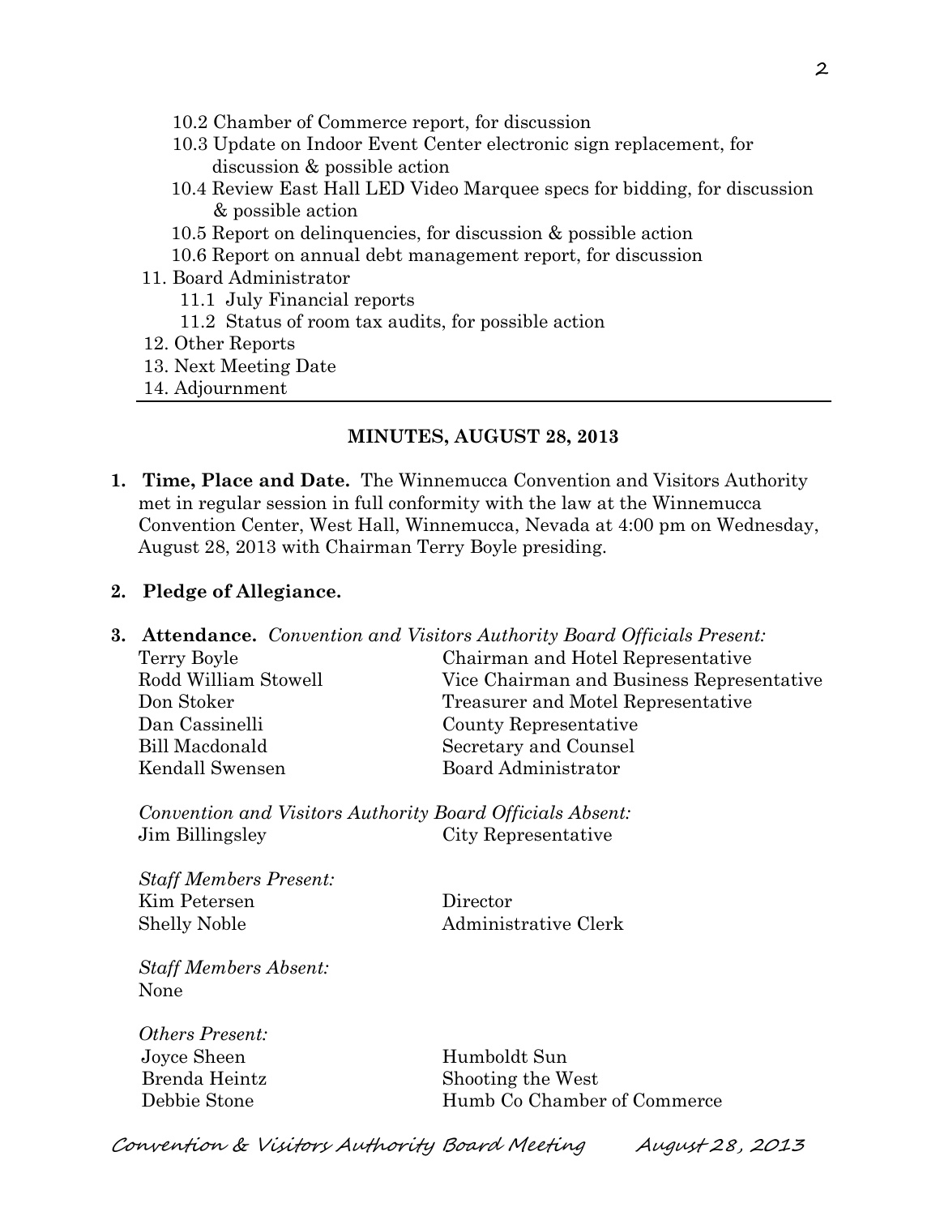- 10.2 Chamber of Commerce report, for discussion
- 10.3 Update on Indoor Event Center electronic sign replacement, for discussion & possible action
- 10.4 Review East Hall LED Video Marquee specs for bidding, for discussion & possible action
- 10.5 Report on delinquencies, for discussion & possible action
- 10.6 Report on annual debt management report, for discussion

11. Board Administrator
    - 11.1 July Financial reports
    - 11.2 Status of room tax audits, for possible action
12. Other Reports
13. Next Meeting Date
14. Adjournment

---

## MINUTES, AUGUST 28, 2013

**1. Time, Place and Date.** The Winnemucca Convention and Visitors Authority met in regular session in full conformity with the law at the Winnemucca Convention Center, West Hall, Winnemucca, Nevada at 4:00 pm on Wednesday, August 28, 2013 with Chairman Terry Boyle presiding.

**2. Pledge of Allegiance.**

**3. Attendance.** *Convention and Visitors Authority Board Officials Present:*

| | |
|---|---|
| Terry Boyle | Chairman and Hotel Representative |
| Rodd William Stowell | Vice Chairman and Business Representative |
| Don Stoker | Treasurer and Motel Representative |
| Dan Cassinelli | County Representative |
| Bill Macdonald | Secretary and Counsel |
| Kendall Swensen | Board Administrator |

*Convention and Visitors Authority Board Officials Absent:*

| | |
|---|---|
| Jim Billingsley | City Representative |

*Staff Members Present:*

| | |
|---|---|
| Kim Petersen | Director |
| Shelly Noble | Administrative Clerk |

*Staff Members Absent:*
None

*Others Present:*

| | |
|---|---|
| Joyce Sheen | Humboldt Sun |
| Brenda Heintz | Shooting the West |
| Debbie Stone | Humb Co Chamber of Commerce |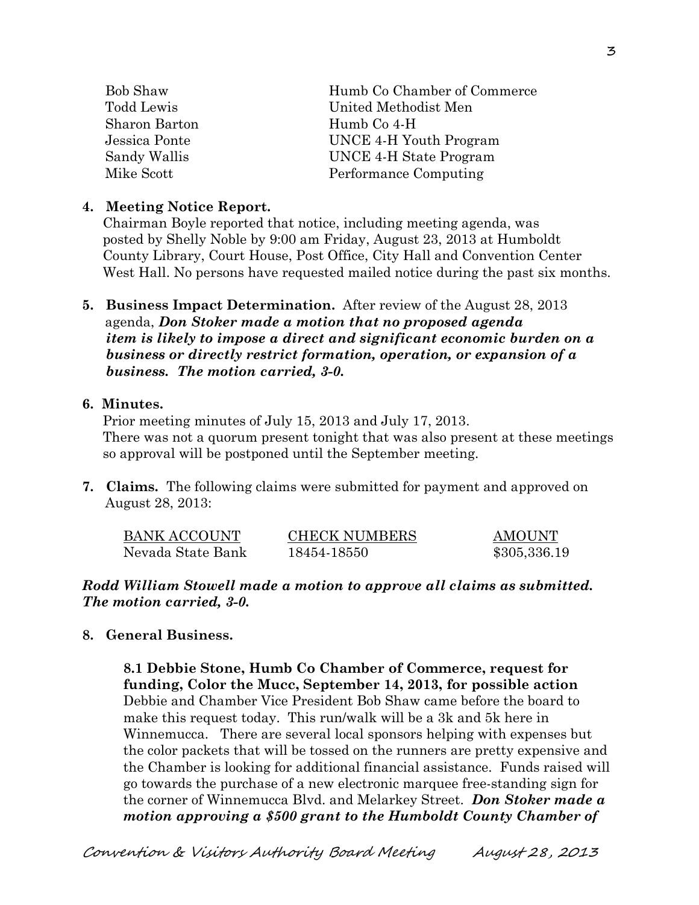| | |
|---|---|
| Bob Shaw | Humb Co Chamber of Commerce |
| Todd Lewis | United Methodist Men |
| Sharon Barton | Humb Co 4-H |
| Jessica Ponte | UNCE 4-H Youth Program |
| Sandy Wallis | UNCE 4-H State Program |
| Mike Scott | Performance Computing |

**4. Meeting Notice Report.**

Chairman Boyle reported that notice, including meeting agenda, was posted by Shelly Noble by 9:00 am Friday, August 23, 2013 at Humboldt County Library, Court House, Post Office, City Hall and Convention Center West Hall. No persons have requested mailed notice during the past six months.

**5. Business Impact Determination.** After review of the August 28, 2013 agenda, ***Don Stoker made a motion that no proposed agenda item is likely to impose a direct and significant economic burden on a business or directly restrict formation, operation, or expansion of a business. The motion carried, 3-0.***

**6. Minutes.**

Prior meeting minutes of July 15, 2013 and July 17, 2013. There was not a quorum present tonight that was also present at these meetings so approval will be postponed until the September meeting.

**7. Claims.** The following claims were submitted for payment and approved on August 28, 2013:

| BANK ACCOUNT | CHECK NUMBERS | AMOUNT |
|---|---|---|
| Nevada State Bank | 18454-18550 | $305,336.19 |

***Rodd William Stowell made a motion to approve all claims as submitted. The motion carried, 3-0.***

**8. General Business.**

**8.1 Debbie Stone, Humb Co Chamber of Commerce, request for funding, Color the Mucc, September 14, 2013, for possible action**
Debbie and Chamber Vice President Bob Shaw came before the board to make this request today. This run/walk will be a 3k and 5k here in Winnemucca. There are several local sponsors helping with expenses but the color packets that will be tossed on the runners are pretty expensive and the Chamber is looking for additional financial assistance. Funds raised will go towards the purchase of a new electronic marquee free-standing sign for the corner of Winnemucca Blvd. and Melarkey Street. ***Don Stoker made a motion approving a $500 grant to the Humboldt County Chamber of***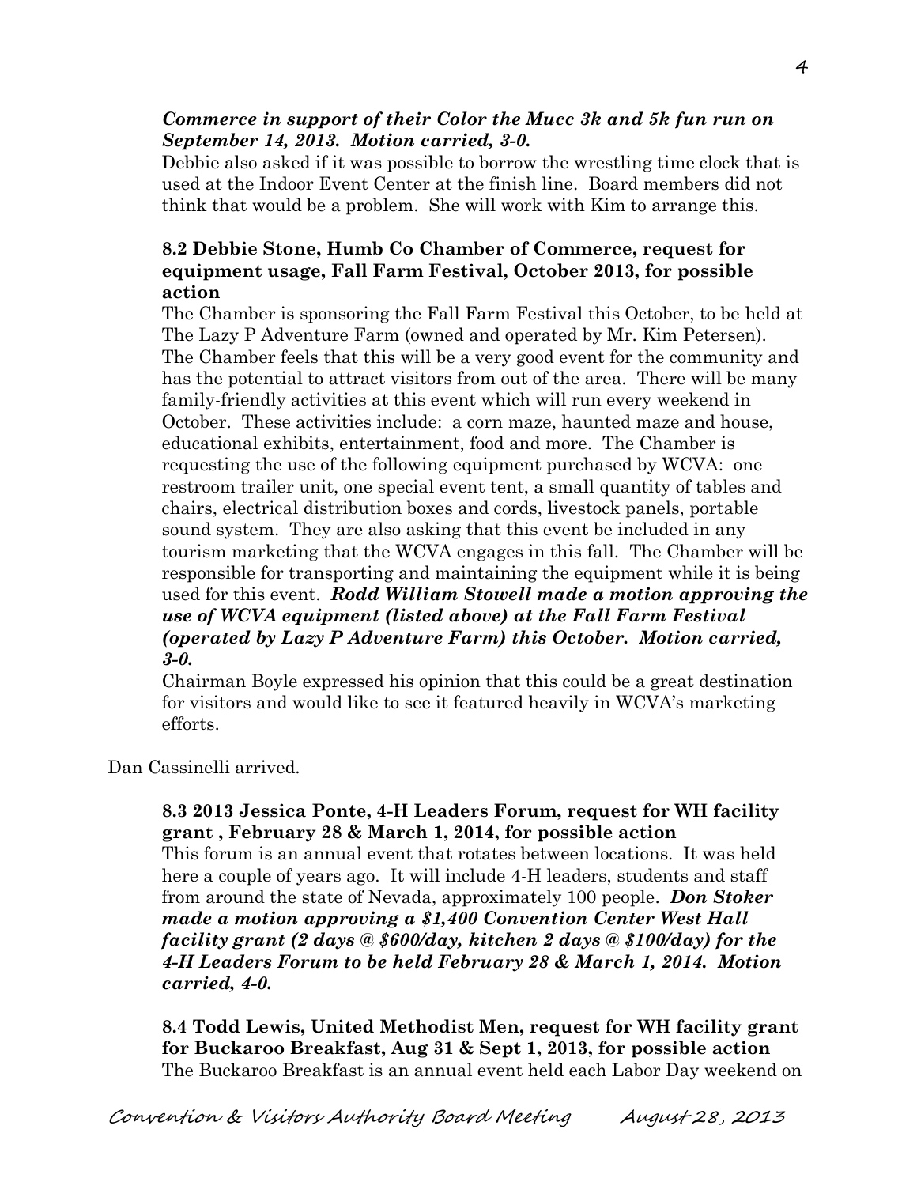***Commerce in support of their Color the Mucc 3k and 5k fun run on September 14, 2013. Motion carried, 3-0.***

Debbie also asked if it was possible to borrow the wrestling time clock that is used at the Indoor Event Center at the finish line. Board members did not think that would be a problem. She will work with Kim to arrange this.

**8.2 Debbie Stone, Humb Co Chamber of Commerce, request for equipment usage, Fall Farm Festival, October 2013, for possible action**

The Chamber is sponsoring the Fall Farm Festival this October, to be held at The Lazy P Adventure Farm (owned and operated by Mr. Kim Petersen). The Chamber feels that this will be a very good event for the community and has the potential to attract visitors from out of the area. There will be many family-friendly activities at this event which will run every weekend in October. These activities include: a corn maze, haunted maze and house, educational exhibits, entertainment, food and more. The Chamber is requesting the use of the following equipment purchased by WCVA: one restroom trailer unit, one special event tent, a small quantity of tables and chairs, electrical distribution boxes and cords, livestock panels, portable sound system. They are also asking that this event be included in any tourism marketing that the WCVA engages in this fall. The Chamber will be responsible for transporting and maintaining the equipment while it is being used for this event. ***Rodd William Stowell made a motion approving the use of WCVA equipment (listed above) at the Fall Farm Festival (operated by Lazy P Adventure Farm) this October. Motion carried, 3-0.***

Chairman Boyle expressed his opinion that this could be a great destination for visitors and would like to see it featured heavily in WCVA's marketing efforts.

Dan Cassinelli arrived.

**8.3 2013 Jessica Ponte, 4-H Leaders Forum, request for WH facility grant , February 28 & March 1, 2014, for possible action**

This forum is an annual event that rotates between locations. It was held here a couple of years ago. It will include 4-H leaders, students and staff from around the state of Nevada, approximately 100 people. ***Don Stoker made a motion approving a $1,400 Convention Center West Hall facility grant (2 days @ $600/day, kitchen 2 days @ $100/day) for the 4-H Leaders Forum to be held February 28 & March 1, 2014. Motion carried, 4-0.***

**8.4 Todd Lewis, United Methodist Men, request for WH facility grant for Buckaroo Breakfast, Aug 31 & Sept 1, 2013, for possible action**

The Buckaroo Breakfast is an annual event held each Labor Day weekend on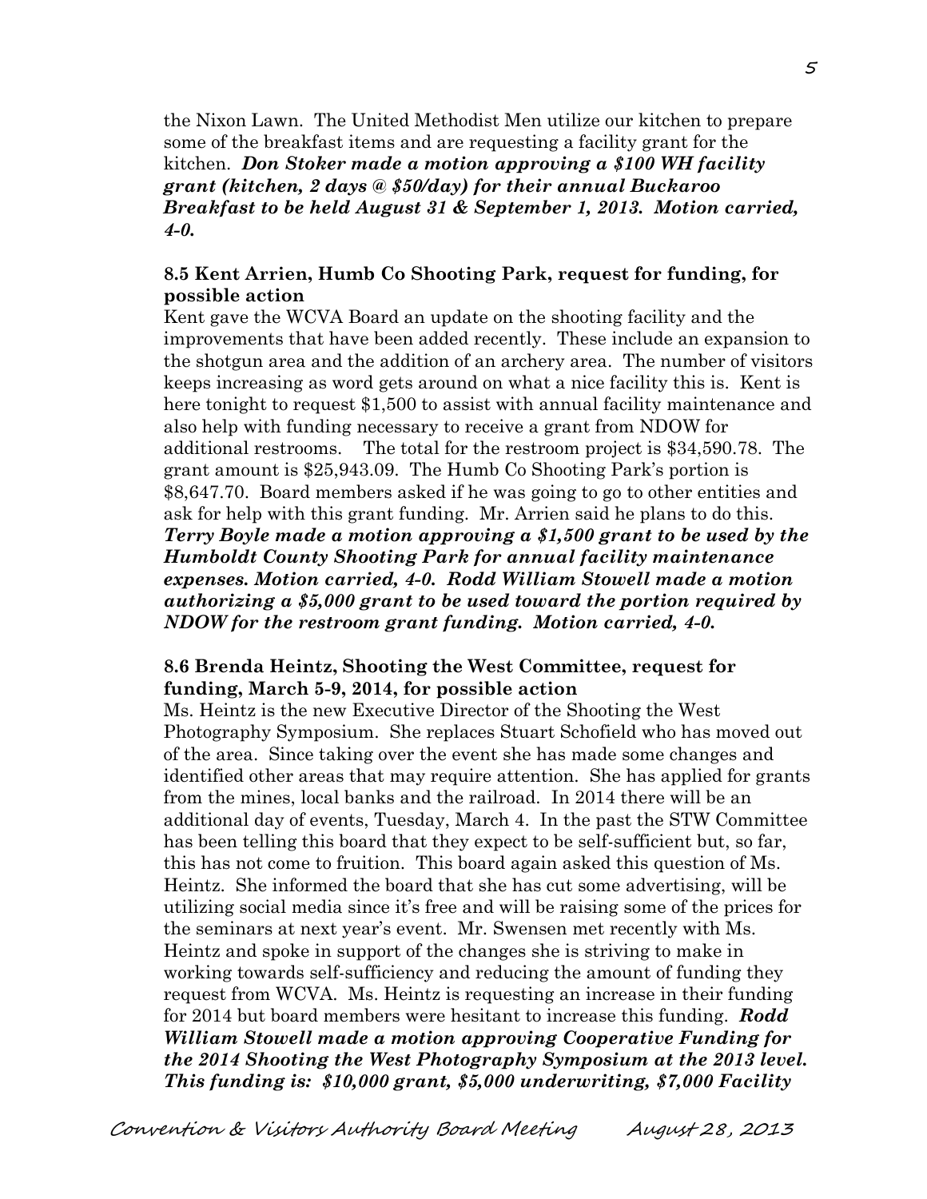the Nixon Lawn. The United Methodist Men utilize our kitchen to prepare some of the breakfast items and are requesting a facility grant for the kitchen. ***Don Stoker made a motion approving a $100 WH facility grant (kitchen, 2 days @ $50/day) for their annual Buckaroo Breakfast to be held August 31 & September 1, 2013. Motion carried, 4-0.***

**8.5 Kent Arrien, Humb Co Shooting Park, request for funding, for possible action**

Kent gave the WCVA Board an update on the shooting facility and the improvements that have been added recently. These include an expansion to the shotgun area and the addition of an archery area. The number of visitors keeps increasing as word gets around on what a nice facility this is. Kent is here tonight to request $1,500 to assist with annual facility maintenance and also help with funding necessary to receive a grant from NDOW for additional restrooms. The total for the restroom project is $34,590.78. The grant amount is $25,943.09. The Humb Co Shooting Park's portion is $8,647.70. Board members asked if he was going to go to other entities and ask for help with this grant funding. Mr. Arrien said he plans to do this. ***Terry Boyle made a motion approving a $1,500 grant to be used by the Humboldt County Shooting Park for annual facility maintenance expenses. Motion carried, 4-0. Rodd William Stowell made a motion authorizing a $5,000 grant to be used toward the portion required by NDOW for the restroom grant funding. Motion carried, 4-0.***

**8.6 Brenda Heintz, Shooting the West Committee, request for funding, March 5-9, 2014, for possible action**

Ms. Heintz is the new Executive Director of the Shooting the West Photography Symposium. She replaces Stuart Schofield who has moved out of the area. Since taking over the event she has made some changes and identified other areas that may require attention. She has applied for grants from the mines, local banks and the railroad. In 2014 there will be an additional day of events, Tuesday, March 4. In the past the STW Committee has been telling this board that they expect to be self-sufficient but, so far, this has not come to fruition. This board again asked this question of Ms. Heintz. She informed the board that she has cut some advertising, will be utilizing social media since it's free and will be raising some of the prices for the seminars at next year's event. Mr. Swensen met recently with Ms. Heintz and spoke in support of the changes she is striving to make in working towards self-sufficiency and reducing the amount of funding they request from WCVA. Ms. Heintz is requesting an increase in their funding for 2014 but board members were hesitant to increase this funding. ***Rodd William Stowell made a motion approving Cooperative Funding for the 2014 Shooting the West Photography Symposium at the 2013 level. This funding is: $10,000 grant, $5,000 underwriting, $7,000 Facility***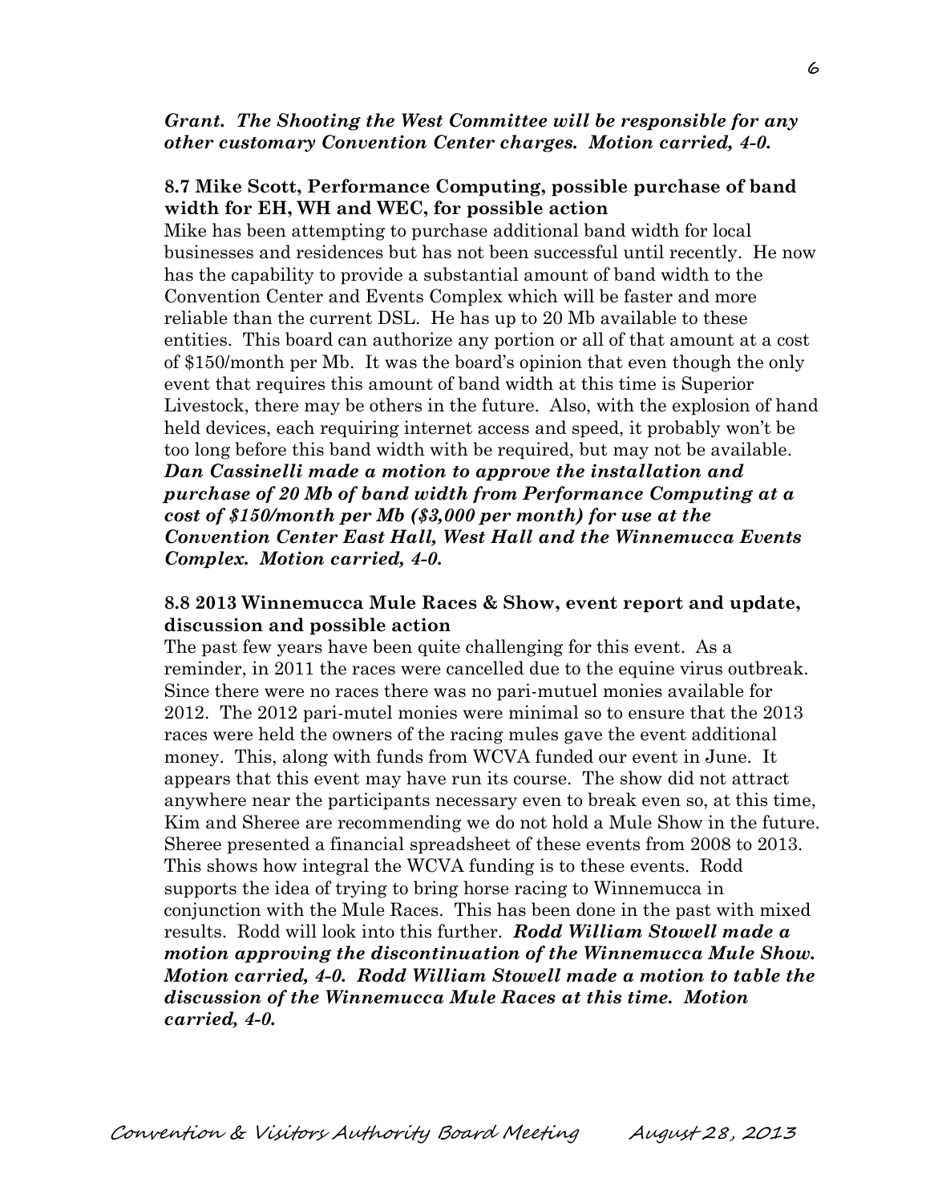***Grant. The Shooting the West Committee will be responsible for any other customary Convention Center charges. Motion carried, 4-0.***

**8.7 Mike Scott, Performance Computing, possible purchase of band width for EH, WH and WEC, for possible action**

Mike has been attempting to purchase additional band width for local businesses and residences but has not been successful until recently. He now has the capability to provide a substantial amount of band width to the Convention Center and Events Complex which will be faster and more reliable than the current DSL. He has up to 20 Mb available to these entities. This board can authorize any portion or all of that amount at a cost of $150/month per Mb. It was the board's opinion that even though the only event that requires this amount of band width at this time is Superior Livestock, there may be others in the future. Also, with the explosion of hand held devices, each requiring internet access and speed, it probably won't be too long before this band width with be required, but may not be available. ***Dan Cassinelli made a motion to approve the installation and purchase of 20 Mb of band width from Performance Computing at a cost of $150/month per Mb ($3,000 per month) for use at the Convention Center East Hall, West Hall and the Winnemucca Events Complex. Motion carried, 4-0.***

**8.8 2013 Winnemucca Mule Races & Show, event report and update, discussion and possible action**

The past few years have been quite challenging for this event. As a reminder, in 2011 the races were cancelled due to the equine virus outbreak. Since there were no races there was no pari-mutuel monies available for 2012. The 2012 pari-mutel monies were minimal so to ensure that the 2013 races were held the owners of the racing mules gave the event additional money. This, along with funds from WCVA funded our event in June. It appears that this event may have run its course. The show did not attract anywhere near the participants necessary even to break even so, at this time, Kim and Sheree are recommending we do not hold a Mule Show in the future. Sheree presented a financial spreadsheet of these events from 2008 to 2013. This shows how integral the WCVA funding is to these events. Rodd supports the idea of trying to bring horse racing to Winnemucca in conjunction with the Mule Races. This has been done in the past with mixed results. Rodd will look into this further. ***Rodd William Stowell made a motion approving the discontinuation of the Winnemucca Mule Show. Motion carried, 4-0. Rodd William Stowell made a motion to table the discussion of the Winnemucca Mule Races at this time. Motion carried, 4-0.***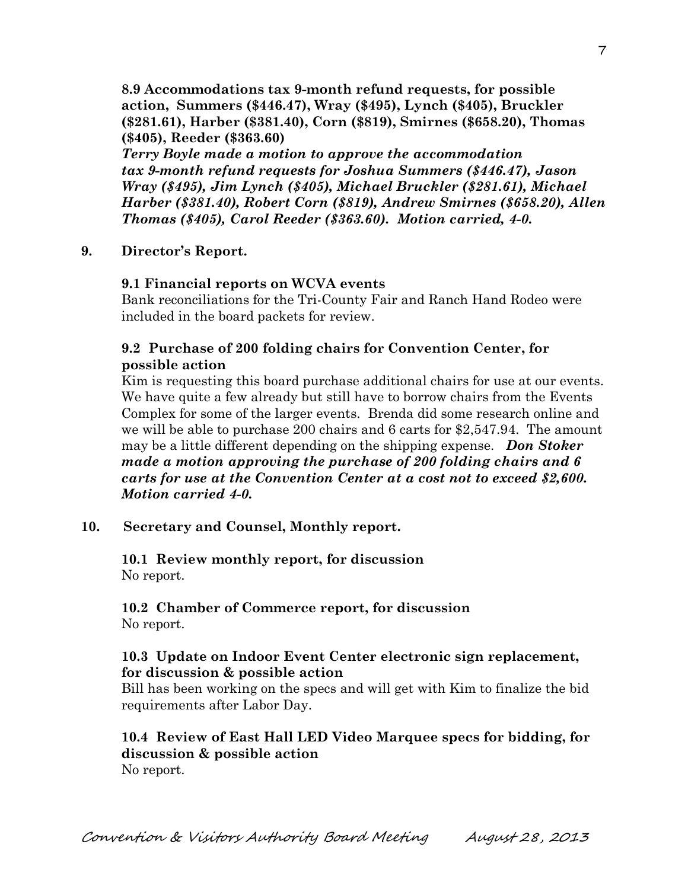**8.9 Accommodations tax 9-month refund requests, for possible action, Summers ($446.47), Wray ($495), Lynch ($405), Bruckler ($281.61), Harber ($381.40), Corn ($819), Smirnes ($658.20), Thomas ($405), Reeder ($363.60)**

***Terry Boyle made a motion to approve the accommodation tax 9-month refund requests for Joshua Summers ($446.47), Jason Wray ($495), Jim Lynch ($405), Michael Bruckler ($281.61), Michael Harber ($381.40), Robert Corn ($819), Andrew Smirnes ($658.20), Allen Thomas ($405), Carol Reeder ($363.60). Motion carried, 4-0.***

**9. Director's Report.**

**9.1 Financial reports on WCVA events**

Bank reconciliations for the Tri-County Fair and Ranch Hand Rodeo were included in the board packets for review.

**9.2 Purchase of 200 folding chairs for Convention Center, for possible action**

Kim is requesting this board purchase additional chairs for use at our events. We have quite a few already but still have to borrow chairs from the Events Complex for some of the larger events. Brenda did some research online and we will be able to purchase 200 chairs and 6 carts for $2,547.94. The amount may be a little different depending on the shipping expense. ***Don Stoker made a motion approving the purchase of 200 folding chairs and 6 carts for use at the Convention Center at a cost not to exceed $2,600. Motion carried 4-0.***

**10. Secretary and Counsel, Monthly report.**

**10.1 Review monthly report, for discussion**

No report.

**10.2 Chamber of Commerce report, for discussion**

No report.

**10.3 Update on Indoor Event Center electronic sign replacement, for discussion & possible action**

Bill has been working on the specs and will get with Kim to finalize the bid requirements after Labor Day.

**10.4 Review of East Hall LED Video Marquee specs for bidding, for discussion & possible action**

No report.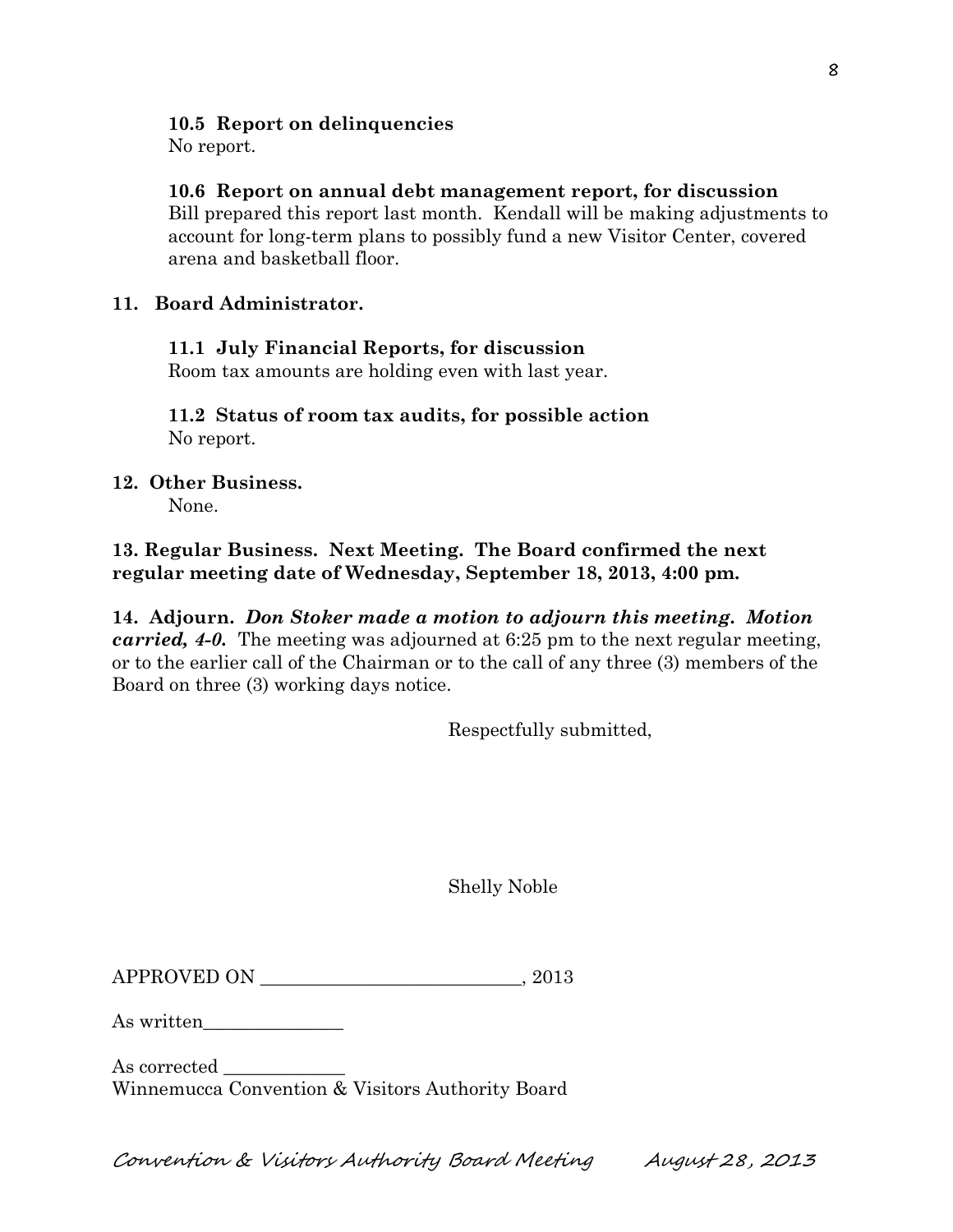**10.5 Report on delinquencies**
No report.

**10.6 Report on annual debt management report, for discussion**
Bill prepared this report last month. Kendall will be making adjustments to account for long-term plans to possibly fund a new Visitor Center, covered arena and basketball floor.

**11. Board Administrator.**

**11.1 July Financial Reports, for discussion**
Room tax amounts are holding even with last year.

**11.2 Status of room tax audits, for possible action**
No report.

**12. Other Business.**
None.

**13. Regular Business. Next Meeting. The Board confirmed the next regular meeting date of Wednesday, September 18, 2013, 4:00 pm.**

**14. Adjourn.** ***Don Stoker made a motion to adjourn this meeting. Motion carried, 4-0.*** The meeting was adjourned at 6:25 pm to the next regular meeting, or to the earlier call of the Chairman or to the call of any three (3) members of the Board on three (3) working days notice.

Respectfully submitted,

Shelly Noble

APPROVED ON ____________________________, 2013

As written_______________

As corrected _____________
Winnemucca Convention & Visitors Authority Board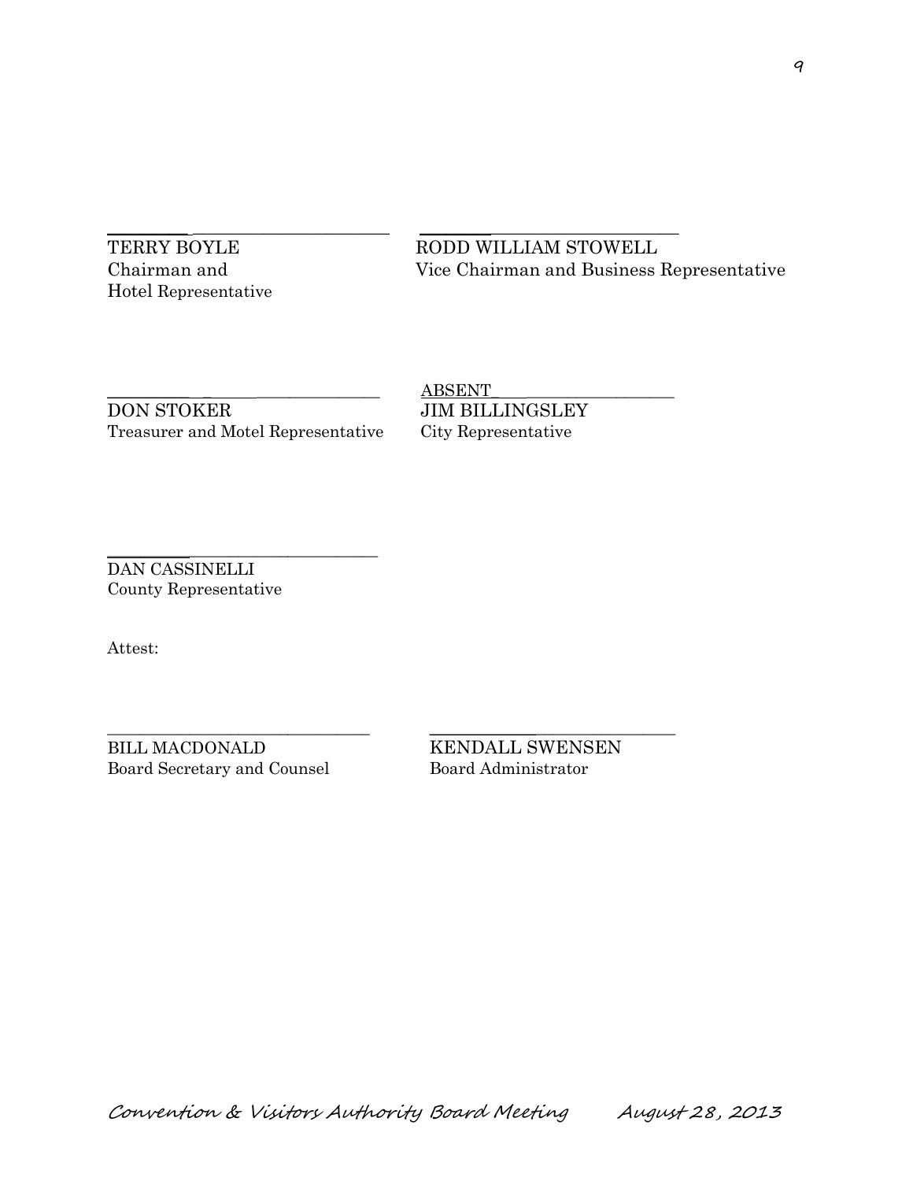\_\_\_\_\_\_\_\_\_\_\_\_\_\_\_\_\_\_\_\_\_\_\_\_\_\_\_\_\_\_
TERRY BOYLE
Chairman and
Hotel Representative

\_\_\_\_\_\_\_\_\_\_\_\_\_\_\_\_\_\_\_\_\_\_\_\_\_\_\_\_\_\_
RODD WILLIAM STOWELL
Vice Chairman and Business Representative

\_\_\_\_\_\_\_\_\_\_\_\_\_\_\_\_\_\_\_\_\_\_\_\_\_\_\_\_\_\_
DON STOKER
Treasurer and Motel Representative

ABSENT\_\_\_\_\_\_\_\_\_\_\_\_\_\_\_\_\_\_\_\_\_\_\_\_
JIM BILLINGSLEY
City Representative

\_\_\_\_\_\_\_\_\_\_\_\_\_\_\_\_\_\_\_\_\_\_\_\_\_\_\_\_\_\_
DAN CASSINELLI
County Representative

Attest:

\_\_\_\_\_\_\_\_\_\_\_\_\_\_\_\_\_\_\_\_\_\_\_\_\_\_\_\_\_\_
BILL MACDONALD
Board Secretary and Counsel

\_\_\_\_\_\_\_\_\_\_\_\_\_\_\_\_\_\_\_\_\_\_\_\_\_\_\_\_\_\_
KENDALL SWENSEN
Board Administrator